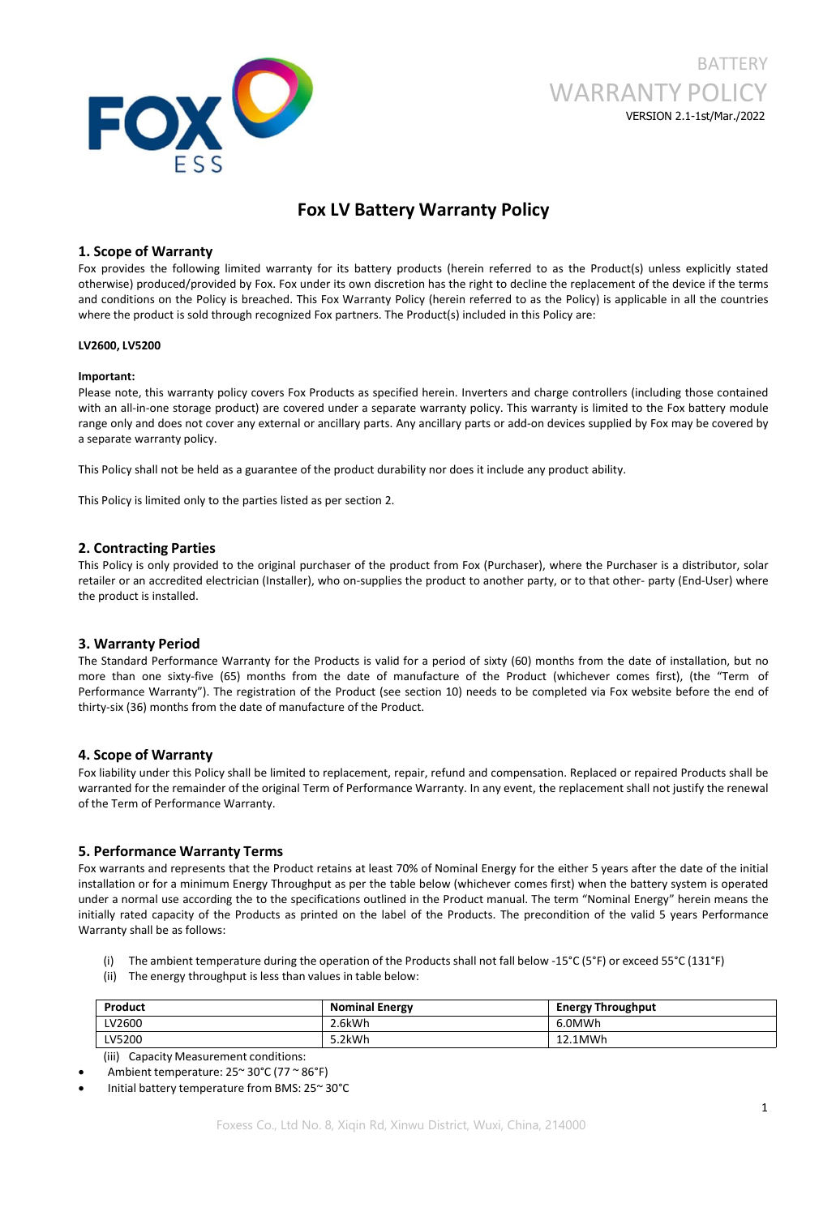BATTERY
WARRANTY POLICY
VERSION 2.1-1st/Mar./2022

# Fox LV Battery Warranty Policy

## 1. Scope of Warranty

Fox provides the following limited warranty for its battery products (herein referred to as the Product(s) unless explicitly stated otherwise) produced/provided by Fox. Fox under its own discretion has the right to decline the replacement of the device if the terms and conditions on the Policy is breached. This Fox Warranty Policy (herein referred to as the Policy) is applicable in all the countries where the product is sold through recognized Fox partners. The Product(s) included in this Policy are:

**LV2600, LV5200**

**Important:**

Please note, this warranty policy covers Fox Products as specified herein. Inverters and charge controllers (including those contained with an all-in-one storage product) are covered under a separate warranty policy. This warranty is limited to the Fox battery module range only and does not cover any external or ancillary parts. Any ancillary parts or add-on devices supplied by Fox may be covered by a separate warranty policy.

This Policy shall not be held as a guarantee of the product durability nor does it include any product ability.

This Policy is limited only to the parties listed as per section 2.

## 2. Contracting Parties

This Policy is only provided to the original purchaser of the product from Fox (Purchaser), where the Purchaser is a distributor, solar retailer or an accredited electrician (Installer), who on-supplies the product to another party, or to that other- party (End-User) where the product is installed.

## 3. Warranty Period

The Standard Performance Warranty for the Products is valid for a period of sixty (60) months from the date of installation, but no more than one sixty-five (65) months from the date of manufacture of the Product (whichever comes first), (the "Term of Performance Warranty"). The registration of the Product (see section 10) needs to be completed via Fox website before the end of thirty-six (36) months from the date of manufacture of the Product.

## 4. Scope of Warranty

Fox liability under this Policy shall be limited to replacement, repair, refund and compensation. Replaced or repaired Products shall be warranted for the remainder of the original Term of Performance Warranty. In any event, the replacement shall not justify the renewal of the Term of Performance Warranty.

## 5. Performance Warranty Terms

Fox warrants and represents that the Product retains at least 70% of Nominal Energy for the either 5 years after the date of the initial installation or for a minimum Energy Throughput as per the table below (whichever comes first) when the battery system is operated under a normal use according the to the specifications outlined in the Product manual. The term "Nominal Energy" herein means the initially rated capacity of the Products as printed on the label of the Products. The precondition of the valid 5 years Performance Warranty shall be as follows:

(i) The ambient temperature during the operation of the Products shall not fall below -15°C (5°F) or exceed 55°C (131°F)

(ii) The energy throughput is less than values in table below:

| Product | Nominal Energy | Energy Throughput |
| --- | --- | --- |
| LV2600 | 2.6kWh | 6.0MWh |
| LV5200 | 5.2kWh | 12.1MWh |

(iii) Capacity Measurement conditions:

- Ambient temperature: 25~ 30°C (77 ~ 86°F)
- Initial battery temperature from BMS: 25~ 30°C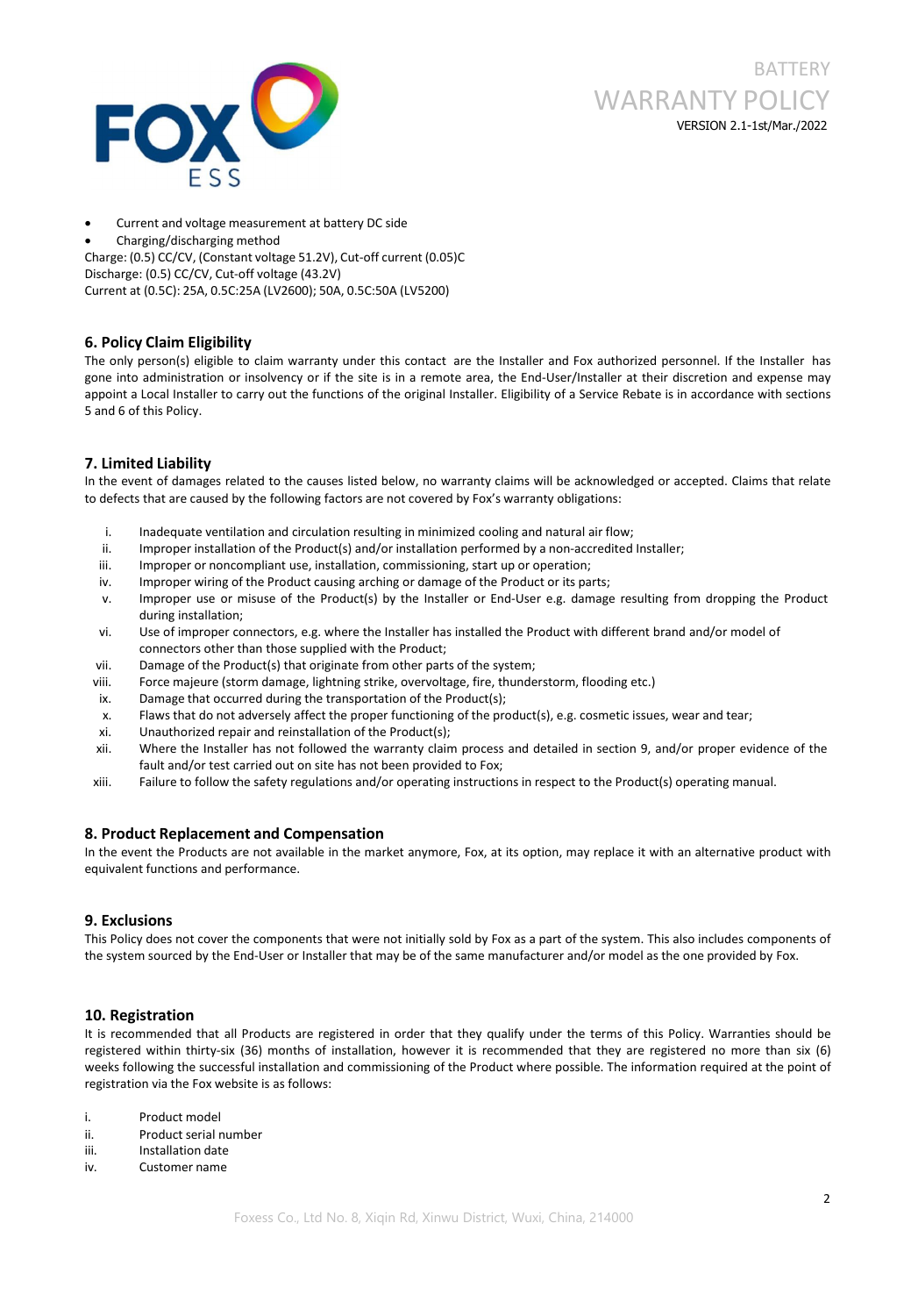- Current and voltage measurement at battery DC side
- Charging/discharging method

Charge: (0.5) CC/CV, (Constant voltage 51.2V), Cut-off current (0.05)C
Discharge: (0.5) CC/CV, Cut-off voltage (43.2V)
Current at (0.5C): 25A, 0.5C:25A (LV2600); 50A, 0.5C:50A (LV5200)

## 6. Policy Claim Eligibility

The only person(s) eligible to claim warranty under this contact are the Installer and Fox authorized personnel. If the Installer has gone into administration or insolvency or if the site is in a remote area, the End-User/Installer at their discretion and expense may appoint a Local Installer to carry out the functions of the original Installer. Eligibility of a Service Rebate is in accordance with sections 5 and 6 of this Policy.

## 7. Limited Liability

In the event of damages related to the causes listed below, no warranty claims will be acknowledged or accepted. Claims that relate to defects that are caused by the following factors are not covered by Fox's warranty obligations:

i. Inadequate ventilation and circulation resulting in minimized cooling and natural air flow;
ii. Improper installation of the Product(s) and/or installation performed by a non-accredited Installer;
iii. Improper or noncompliant use, installation, commissioning, start up or operation;
iv. Improper wiring of the Product causing arching or damage of the Product or its parts;
v. Improper use or misuse of the Product(s) by the Installer or End-User e.g. damage resulting from dropping the Product during installation;
vi. Use of improper connectors, e.g. where the Installer has installed the Product with different brand and/or model of connectors other than those supplied with the Product;
vii. Damage of the Product(s) that originate from other parts of the system;
viii. Force majeure (storm damage, lightning strike, overvoltage, fire, thunderstorm, flooding etc.)
ix. Damage that occurred during the transportation of the Product(s);
x. Flaws that do not adversely affect the proper functioning of the product(s), e.g. cosmetic issues, wear and tear;
xi. Unauthorized repair and reinstallation of the Product(s);
xii. Where the Installer has not followed the warranty claim process and detailed in section 9, and/or proper evidence of the fault and/or test carried out on site has not been provided to Fox;
xiii. Failure to follow the safety regulations and/or operating instructions in respect to the Product(s) operating manual.

## 8. Product Replacement and Compensation

In the event the Products are not available in the market anymore, Fox, at its option, may replace it with an alternative product with equivalent functions and performance.

## 9. Exclusions

This Policy does not cover the components that were not initially sold by Fox as a part of the system. This also includes components of the system sourced by the End-User or Installer that may be of the same manufacturer and/or model as the one provided by Fox.

## 10. Registration

It is recommended that all Products are registered in order that they qualify under the terms of this Policy. Warranties should be registered within thirty-six (36) months of installation, however it is recommended that they are registered no more than six (6) weeks following the successful installation and commissioning of the Product where possible. The information required at the point of registration via the Fox website is as follows:

i. Product model
ii. Product serial number
iii. Installation date
iv. Customer name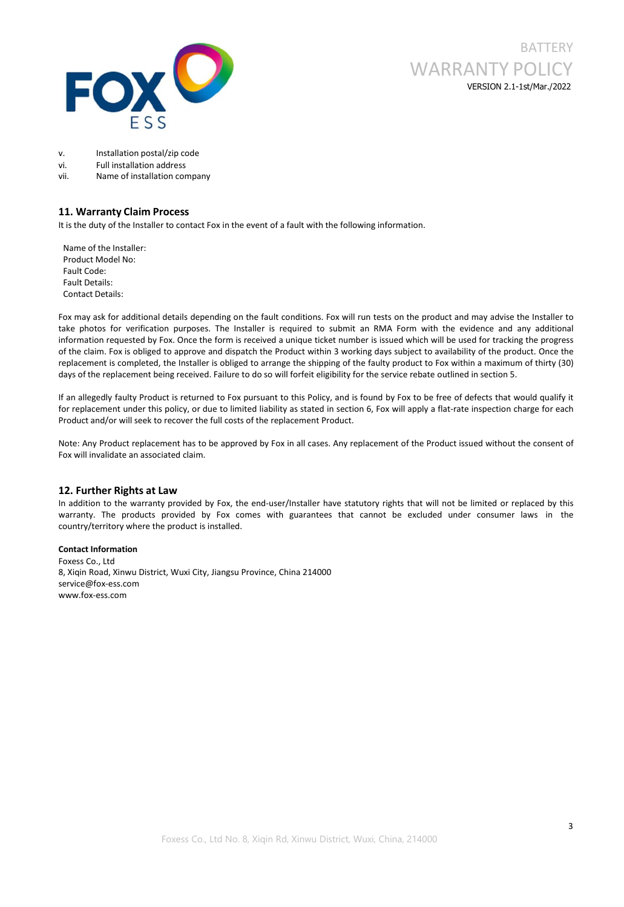v. Installation postal/zip code
vi. Full installation address
vii. Name of installation company

## 11. Warranty Claim Process

It is the duty of the Installer to contact Fox in the event of a fault with the following information.

Name of the Installer:
Product Model No:
Fault Code:
Fault Details:
Contact Details:

Fox may ask for additional details depending on the fault conditions. Fox will run tests on the product and may advise the Installer to take photos for verification purposes. The Installer is required to submit an RMA Form with the evidence and any additional information requested by Fox. Once the form is received a unique ticket number is issued which will be used for tracking the progress of the claim. Fox is obliged to approve and dispatch the Product within 3 working days subject to availability of the product. Once the replacement is completed, the Installer is obliged to arrange the shipping of the faulty product to Fox within a maximum of thirty (30) days of the replacement being received. Failure to do so will forfeit eligibility for the service rebate outlined in section 5.

If an allegedly faulty Product is returned to Fox pursuant to this Policy, and is found by Fox to be free of defects that would qualify it for replacement under this policy, or due to limited liability as stated in section 6, Fox will apply a flat-rate inspection charge for each Product and/or will seek to recover the full costs of the replacement Product.

Note: Any Product replacement has to be approved by Fox in all cases. Any replacement of the Product issued without the consent of Fox will invalidate an associated claim.

## 12. Further Rights at Law

In addition to the warranty provided by Fox, the end-user/Installer have statutory rights that will not be limited or replaced by this warranty. The products provided by Fox comes with guarantees that cannot be excluded under consumer laws in the country/territory where the product is installed.

**Contact Information**

Foxess Co., Ltd
8, Xiqin Road, Xinwu District, Wuxi City, Jiangsu Province, China 214000
service@fox-ess.com
www.fox-ess.com